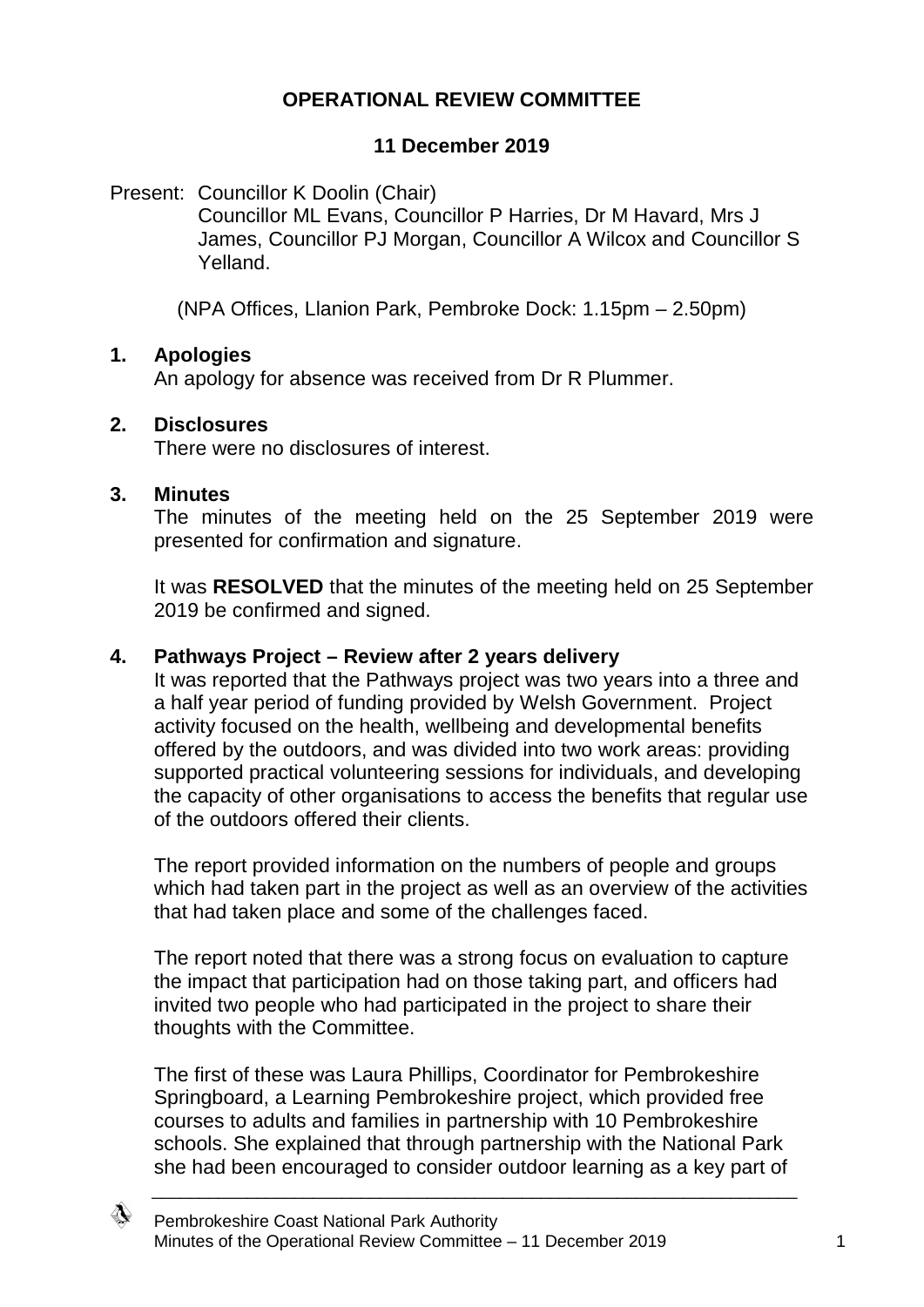# OPERATIONAL REVIEW COMMITTEE

## 11 December 2019

Present: Councillor K Doolin (Chair)
Councillor ML Evans, Councillor P Harries, Dr M Havard, Mrs J James, Councillor PJ Morgan, Councillor A Wilcox and Councillor S Yelland.

(NPA Offices, Llanion Park, Pembroke Dock: 1.15pm – 2.50pm)

### 1. Apologies

An apology for absence was received from Dr R Plummer.

### 2. Disclosures

There were no disclosures of interest.

### 3. Minutes

The minutes of the meeting held on the 25 September 2019 were presented for confirmation and signature.

It was **RESOLVED** that the minutes of the meeting held on 25 September 2019 be confirmed and signed.

### 4. Pathways Project – Review after 2 years delivery

It was reported that the Pathways project was two years into a three and a half year period of funding provided by Welsh Government. Project activity focused on the health, wellbeing and developmental benefits offered by the outdoors, and was divided into two work areas: providing supported practical volunteering sessions for individuals, and developing the capacity of other organisations to access the benefits that regular use of the outdoors offered their clients.

The report provided information on the numbers of people and groups which had taken part in the project as well as an overview of the activities that had taken place and some of the challenges faced.

The report noted that there was a strong focus on evaluation to capture the impact that participation had on those taking part, and officers had invited two people who had participated in the project to share their thoughts with the Committee.

The first of these was Laura Phillips, Coordinator for Pembrokeshire Springboard, a Learning Pembrokeshire project, which provided free courses to adults and families in partnership with 10 Pembrokeshire schools. She explained that through partnership with the National Park she had been encouraged to consider outdoor learning as a key part of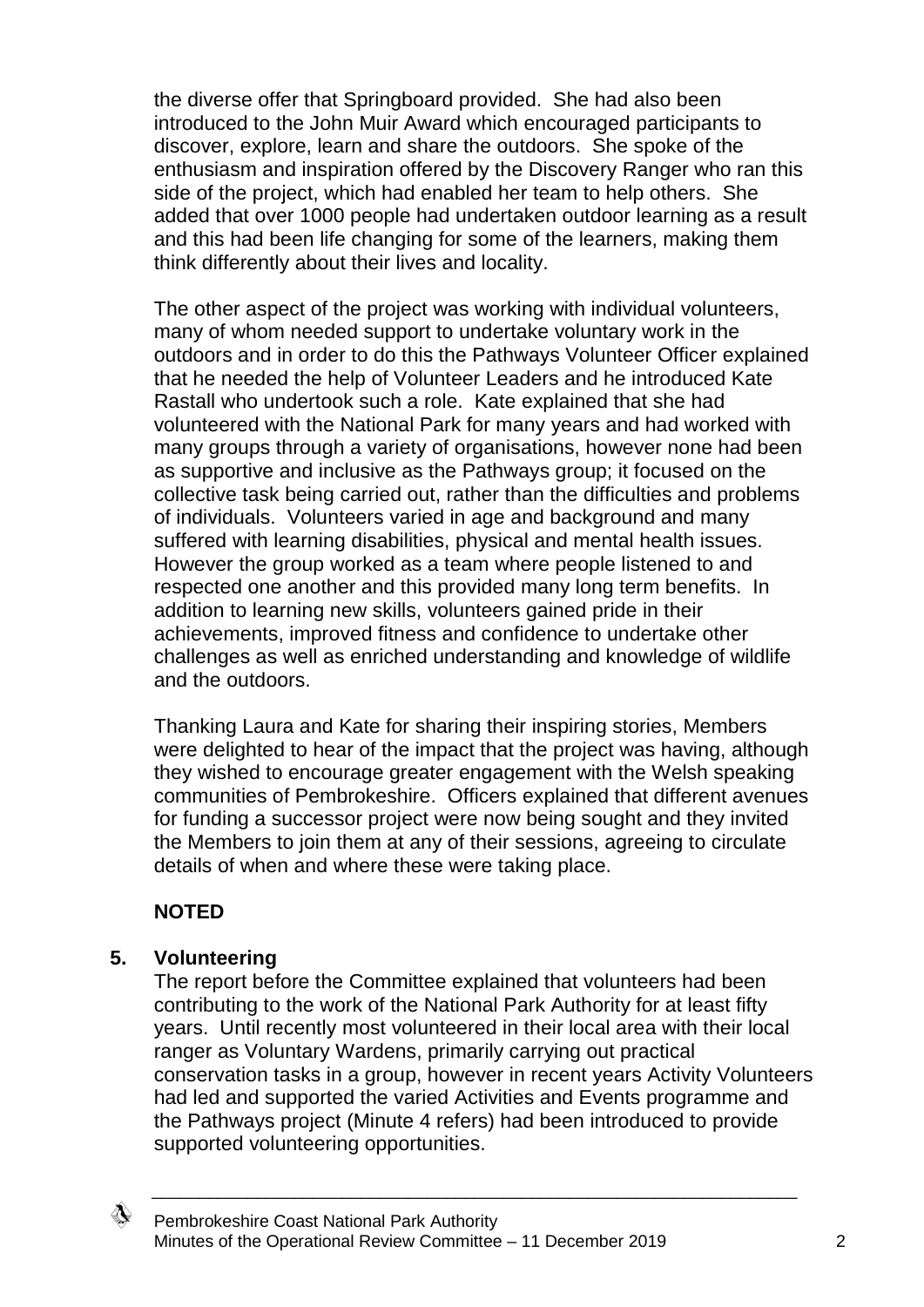the diverse offer that Springboard provided. She had also been introduced to the John Muir Award which encouraged participants to discover, explore, learn and share the outdoors. She spoke of the enthusiasm and inspiration offered by the Discovery Ranger who ran this side of the project, which had enabled her team to help others. She added that over 1000 people had undertaken outdoor learning as a result and this had been life changing for some of the learners, making them think differently about their lives and locality.

The other aspect of the project was working with individual volunteers, many of whom needed support to undertake voluntary work in the outdoors and in order to do this the Pathways Volunteer Officer explained that he needed the help of Volunteer Leaders and he introduced Kate Rastall who undertook such a role. Kate explained that she had volunteered with the National Park for many years and had worked with many groups through a variety of organisations, however none had been as supportive and inclusive as the Pathways group; it focused on the collective task being carried out, rather than the difficulties and problems of individuals. Volunteers varied in age and background and many suffered with learning disabilities, physical and mental health issues. However the group worked as a team where people listened to and respected one another and this provided many long term benefits. In addition to learning new skills, volunteers gained pride in their achievements, improved fitness and confidence to undertake other challenges as well as enriched understanding and knowledge of wildlife and the outdoors.

Thanking Laura and Kate for sharing their inspiring stories, Members were delighted to hear of the impact that the project was having, although they wished to encourage greater engagement with the Welsh speaking communities of Pembrokeshire. Officers explained that different avenues for funding a successor project were now being sought and they invited the Members to join them at any of their sessions, agreeing to circulate details of when and where these were taking place.

**NOTED**

## 5. Volunteering

The report before the Committee explained that volunteers had been contributing to the work of the National Park Authority for at least fifty years. Until recently most volunteered in their local area with their local ranger as Voluntary Wardens, primarily carrying out practical conservation tasks in a group, however in recent years Activity Volunteers had led and supported the varied Activities and Events programme and the Pathways project (Minute 4 refers) had been introduced to provide supported volunteering opportunities.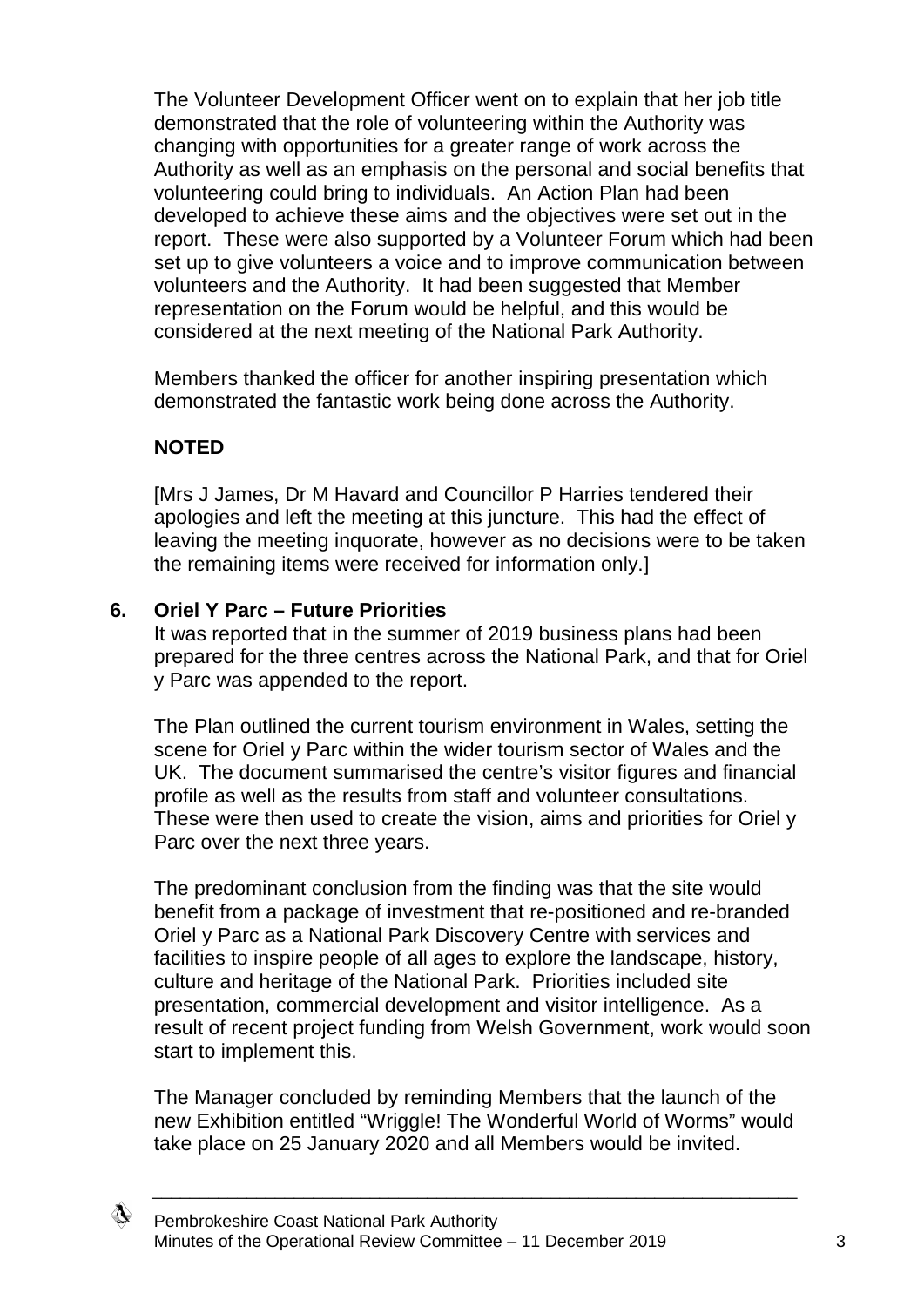The Volunteer Development Officer went on to explain that her job title demonstrated that the role of volunteering within the Authority was changing with opportunities for a greater range of work across the Authority as well as an emphasis on the personal and social benefits that volunteering could bring to individuals. An Action Plan had been developed to achieve these aims and the objectives were set out in the report. These were also supported by a Volunteer Forum which had been set up to give volunteers a voice and to improve communication between volunteers and the Authority. It had been suggested that Member representation on the Forum would be helpful, and this would be considered at the next meeting of the National Park Authority.

Members thanked the officer for another inspiring presentation which demonstrated the fantastic work being done across the Authority.

**NOTED**

[Mrs J James, Dr M Havard and Councillor P Harries tendered their apologies and left the meeting at this juncture. This had the effect of leaving the meeting inquorate, however as no decisions were to be taken the remaining items were received for information only.]

## 6. Oriel Y Parc – Future Priorities

It was reported that in the summer of 2019 business plans had been prepared for the three centres across the National Park, and that for Oriel y Parc was appended to the report.

The Plan outlined the current tourism environment in Wales, setting the scene for Oriel y Parc within the wider tourism sector of Wales and the UK. The document summarised the centre's visitor figures and financial profile as well as the results from staff and volunteer consultations. These were then used to create the vision, aims and priorities for Oriel y Parc over the next three years.

The predominant conclusion from the finding was that the site would benefit from a package of investment that re-positioned and re-branded Oriel y Parc as a National Park Discovery Centre with services and facilities to inspire people of all ages to explore the landscape, history, culture and heritage of the National Park. Priorities included site presentation, commercial development and visitor intelligence. As a result of recent project funding from Welsh Government, work would soon start to implement this.

The Manager concluded by reminding Members that the launch of the new Exhibition entitled "Wriggle! The Wonderful World of Worms" would take place on 25 January 2020 and all Members would be invited.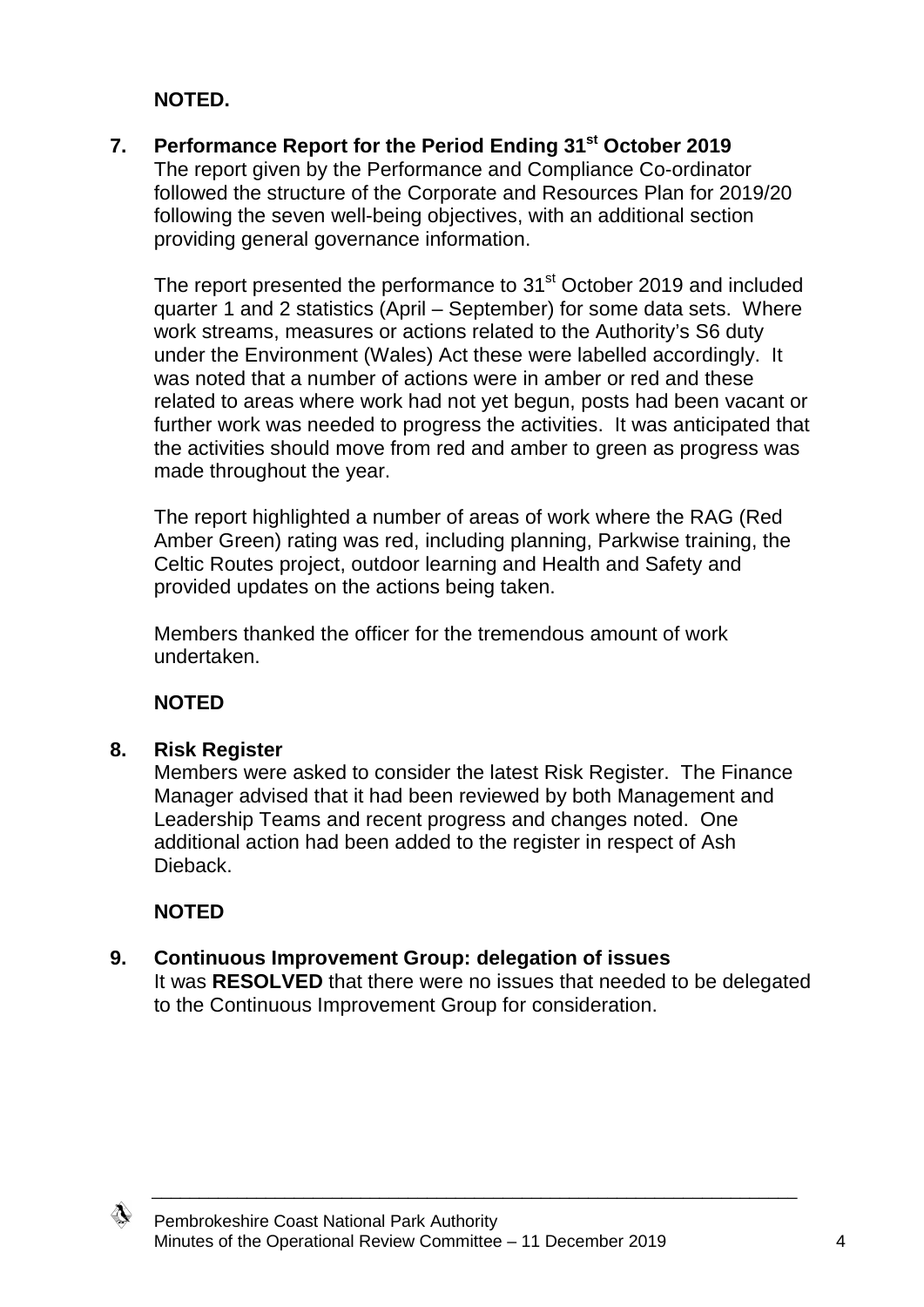**NOTED.**

## 7. Performance Report for the Period Ending 31st October 2019

The report given by the Performance and Compliance Co-ordinator followed the structure of the Corporate and Resources Plan for 2019/20 following the seven well-being objectives, with an additional section providing general governance information.

The report presented the performance to 31st October 2019 and included quarter 1 and 2 statistics (April – September) for some data sets. Where work streams, measures or actions related to the Authority's S6 duty under the Environment (Wales) Act these were labelled accordingly. It was noted that a number of actions were in amber or red and these related to areas where work had not yet begun, posts had been vacant or further work was needed to progress the activities. It was anticipated that the activities should move from red and amber to green as progress was made throughout the year.

The report highlighted a number of areas of work where the RAG (Red Amber Green) rating was red, including planning, Parkwise training, the Celtic Routes project, outdoor learning and Health and Safety and provided updates on the actions being taken.

Members thanked the officer for the tremendous amount of work undertaken.

**NOTED**

## 8. Risk Register

Members were asked to consider the latest Risk Register. The Finance Manager advised that it had been reviewed by both Management and Leadership Teams and recent progress and changes noted. One additional action had been added to the register in respect of Ash Dieback.

**NOTED**

## 9. Continuous Improvement Group: delegation of issues

It was **RESOLVED** that there were no issues that needed to be delegated to the Continuous Improvement Group for consideration.